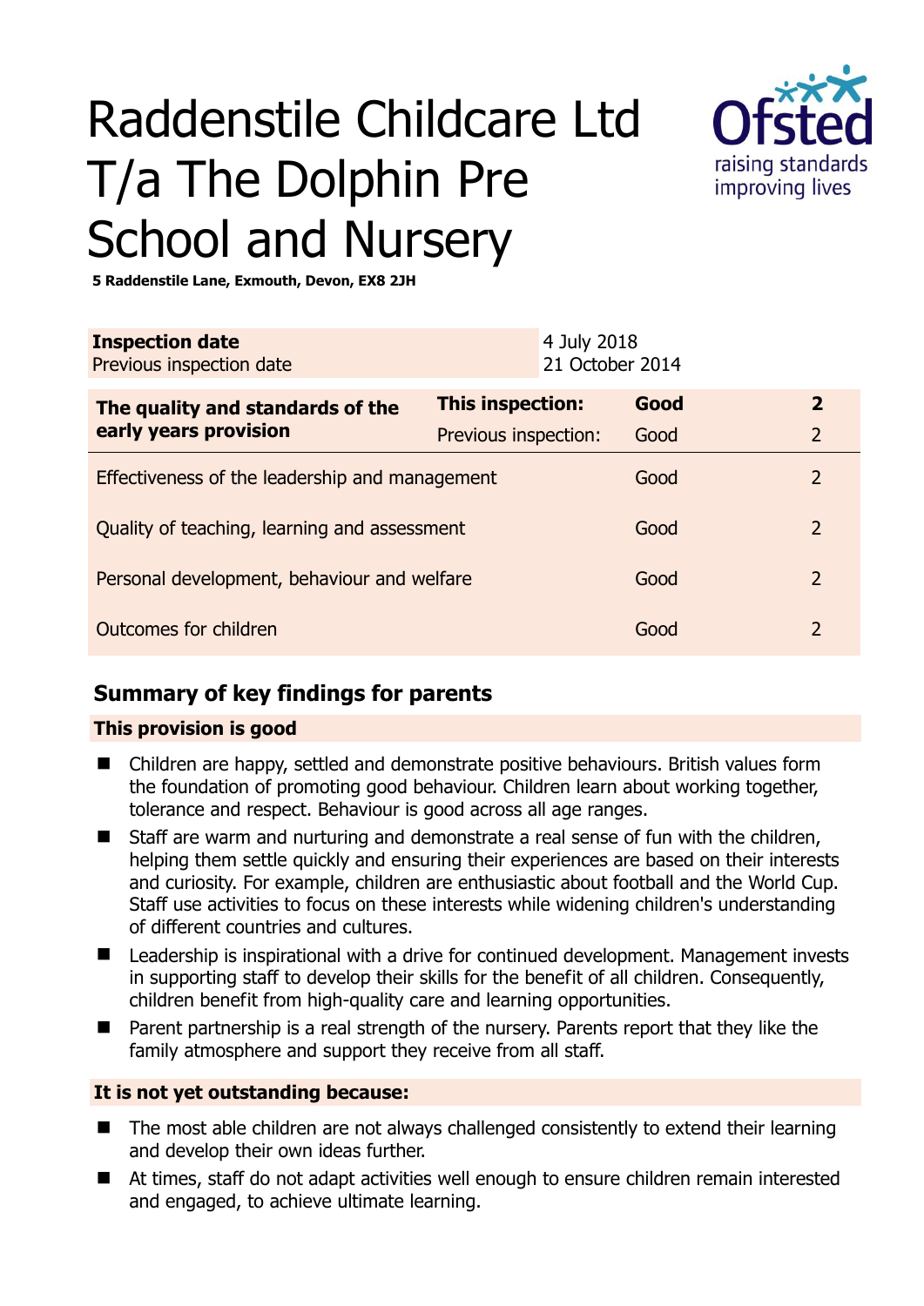# Raddenstile Childcare Ltd T/a The Dolphin Pre School and Nursery

**5 Raddenstile Lane, Exmouth, Devon, EX8 2JH**

| | |
|---|---|
| **Inspection date** | 4 July 2018 |
| Previous inspection date | 21 October 2014 |

| | | | |
|---|---|---|---|
| **The quality and standards of the early years provision** | **This inspection:** | **Good** | **2** |
| | Previous inspection: | Good | 2 |
| Effectiveness of the leadership and management | | Good | 2 |
| Quality of teaching, learning and assessment | | Good | 2 |
| Personal development, behaviour and welfare | | Good | 2 |
| Outcomes for children | | Good | 2 |

## Summary of key findings for parents

### This provision is good

- Children are happy, settled and demonstrate positive behaviours. British values form the foundation of promoting good behaviour. Children learn about working together, tolerance and respect. Behaviour is good across all age ranges.
- Staff are warm and nurturing and demonstrate a real sense of fun with the children, helping them settle quickly and ensuring their experiences are based on their interests and curiosity. For example, children are enthusiastic about football and the World Cup. Staff use activities to focus on these interests while widening children's understanding of different countries and cultures.
- Leadership is inspirational with a drive for continued development. Management invests in supporting staff to develop their skills for the benefit of all children. Consequently, children benefit from high-quality care and learning opportunities.
- Parent partnership is a real strength of the nursery. Parents report that they like the family atmosphere and support they receive from all staff.

### It is not yet outstanding because:

- The most able children are not always challenged consistently to extend their learning and develop their own ideas further.
- At times, staff do not adapt activities well enough to ensure children remain interested and engaged, to achieve ultimate learning.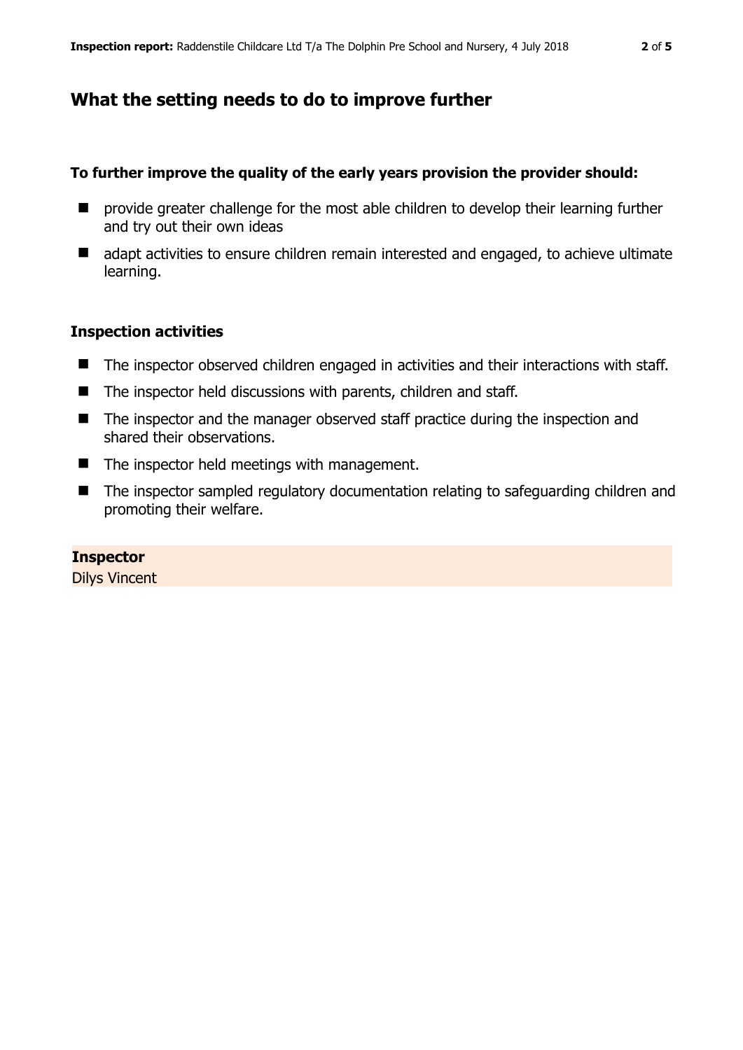## What the setting needs to do to improve further

**To further improve the quality of the early years provision the provider should:**

- provide greater challenge for the most able children to develop their learning further and try out their own ideas
- adapt activities to ensure children remain interested and engaged, to achieve ultimate learning.

### Inspection activities

- The inspector observed children engaged in activities and their interactions with staff.
- The inspector held discussions with parents, children and staff.
- The inspector and the manager observed staff practice during the inspection and shared their observations.
- The inspector held meetings with management.
- The inspector sampled regulatory documentation relating to safeguarding children and promoting their welfare.

**Inspector**
Dilys Vincent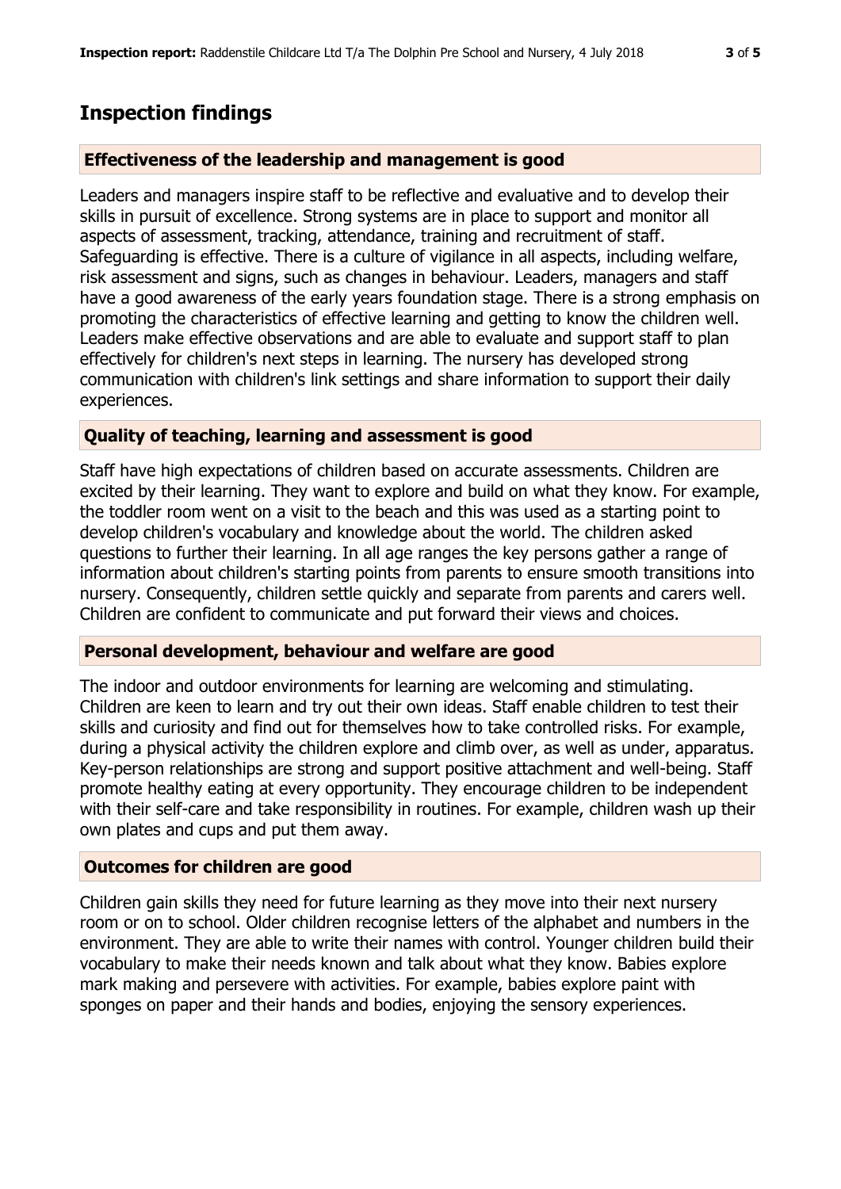## Inspection findings

### Effectiveness of the leadership and management is good

Leaders and managers inspire staff to be reflective and evaluative and to develop their skills in pursuit of excellence. Strong systems are in place to support and monitor all aspects of assessment, tracking, attendance, training and recruitment of staff. Safeguarding is effective. There is a culture of vigilance in all aspects, including welfare, risk assessment and signs, such as changes in behaviour. Leaders, managers and staff have a good awareness of the early years foundation stage. There is a strong emphasis on promoting the characteristics of effective learning and getting to know the children well. Leaders make effective observations and are able to evaluate and support staff to plan effectively for children's next steps in learning. The nursery has developed strong communication with children's link settings and share information to support their daily experiences.

### Quality of teaching, learning and assessment is good

Staff have high expectations of children based on accurate assessments. Children are excited by their learning. They want to explore and build on what they know. For example, the toddler room went on a visit to the beach and this was used as a starting point to develop children's vocabulary and knowledge about the world. The children asked questions to further their learning. In all age ranges the key persons gather a range of information about children's starting points from parents to ensure smooth transitions into nursery. Consequently, children settle quickly and separate from parents and carers well. Children are confident to communicate and put forward their views and choices.

### Personal development, behaviour and welfare are good

The indoor and outdoor environments for learning are welcoming and stimulating. Children are keen to learn and try out their own ideas. Staff enable children to test their skills and curiosity and find out for themselves how to take controlled risks. For example, during a physical activity the children explore and climb over, as well as under, apparatus. Key-person relationships are strong and support positive attachment and well-being. Staff promote healthy eating at every opportunity. They encourage children to be independent with their self-care and take responsibility in routines. For example, children wash up their own plates and cups and put them away.

### Outcomes for children are good

Children gain skills they need for future learning as they move into their next nursery room or on to school. Older children recognise letters of the alphabet and numbers in the environment. They are able to write their names with control. Younger children build their vocabulary to make their needs known and talk about what they know. Babies explore mark making and persevere with activities. For example, babies explore paint with sponges on paper and their hands and bodies, enjoying the sensory experiences.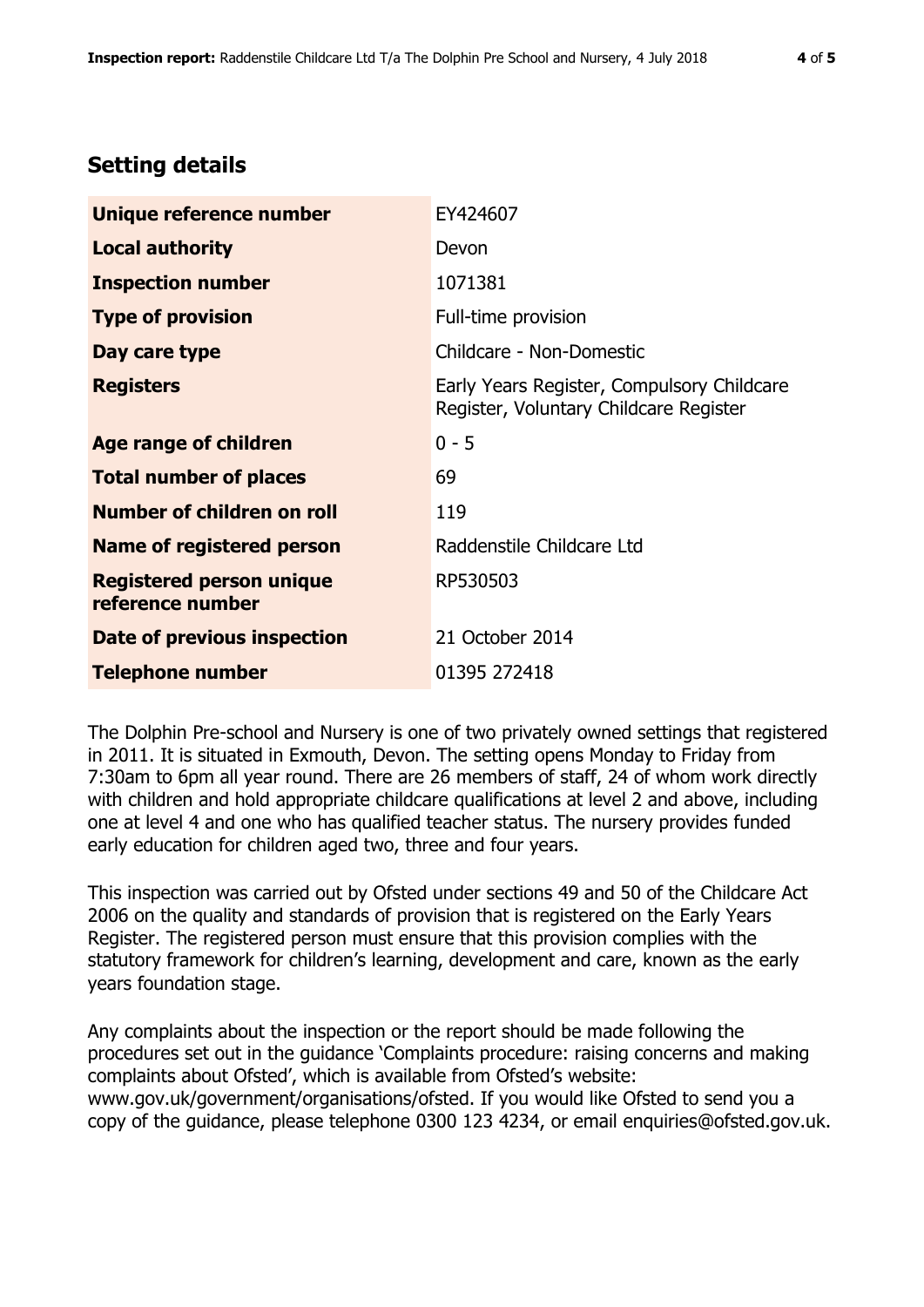## Setting details

| | |
|---|---|
| **Unique reference number** | EY424607 |
| **Local authority** | Devon |
| **Inspection number** | 1071381 |
| **Type of provision** | Full-time provision |
| **Day care type** | Childcare - Non-Domestic |
| **Registers** | Early Years Register, Compulsory Childcare Register, Voluntary Childcare Register |
| **Age range of children** | 0 - 5 |
| **Total number of places** | 69 |
| **Number of children on roll** | 119 |
| **Name of registered person** | Raddenstile Childcare Ltd |
| **Registered person unique reference number** | RP530503 |
| **Date of previous inspection** | 21 October 2014 |
| **Telephone number** | 01395 272418 |

The Dolphin Pre-school and Nursery is one of two privately owned settings that registered in 2011. It is situated in Exmouth, Devon. The setting opens Monday to Friday from 7:30am to 6pm all year round. There are 26 members of staff, 24 of whom work directly with children and hold appropriate childcare qualifications at level 2 and above, including one at level 4 and one who has qualified teacher status. The nursery provides funded early education for children aged two, three and four years.

This inspection was carried out by Ofsted under sections 49 and 50 of the Childcare Act 2006 on the quality and standards of provision that is registered on the Early Years Register. The registered person must ensure that this provision complies with the statutory framework for children's learning, development and care, known as the early years foundation stage.

Any complaints about the inspection or the report should be made following the procedures set out in the guidance 'Complaints procedure: raising concerns and making complaints about Ofsted', which is available from Ofsted's website: www.gov.uk/government/organisations/ofsted. If you would like Ofsted to send you a copy of the guidance, please telephone 0300 123 4234, or email enquiries@ofsted.gov.uk.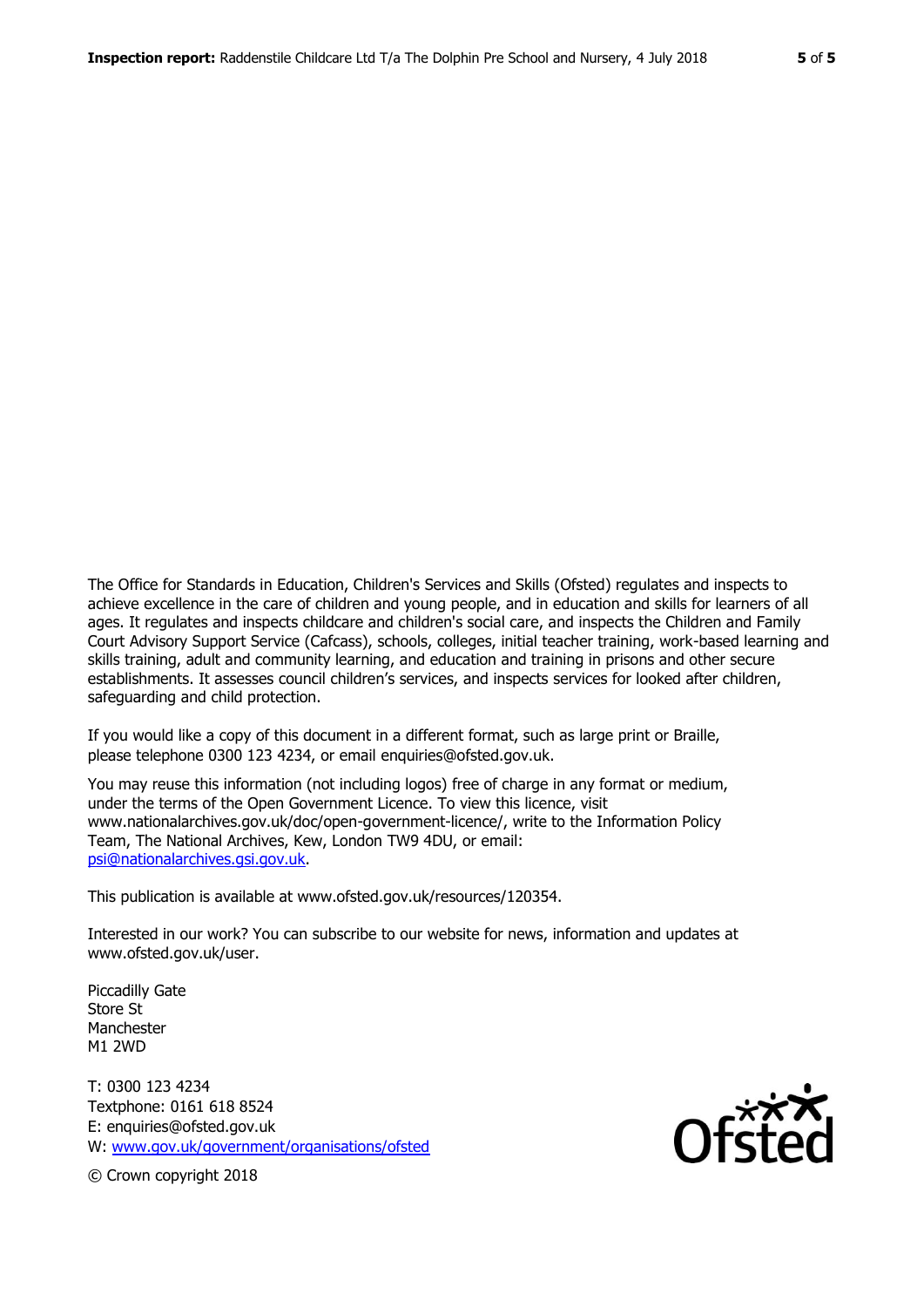The Office for Standards in Education, Children's Services and Skills (Ofsted) regulates and inspects to achieve excellence in the care of children and young people, and in education and skills for learners of all ages. It regulates and inspects childcare and children's social care, and inspects the Children and Family Court Advisory Support Service (Cafcass), schools, colleges, initial teacher training, work-based learning and skills training, adult and community learning, and education and training in prisons and other secure establishments. It assesses council children's services, and inspects services for looked after children, safeguarding and child protection.

If you would like a copy of this document in a different format, such as large print or Braille, please telephone 0300 123 4234, or email enquiries@ofsted.gov.uk.

You may reuse this information (not including logos) free of charge in any format or medium, under the terms of the Open Government Licence. To view this licence, visit www.nationalarchives.gov.uk/doc/open-government-licence/, write to the Information Policy Team, The National Archives, Kew, London TW9 4DU, or email: psi@nationalarchives.gsi.gov.uk.

This publication is available at www.ofsted.gov.uk/resources/120354.

Interested in our work? You can subscribe to our website for news, information and updates at www.ofsted.gov.uk/user.

Piccadilly Gate
Store St
Manchester
M1 2WD

T: 0300 123 4234
Textphone: 0161 618 8524
E: enquiries@ofsted.gov.uk
W: www.gov.uk/government/organisations/ofsted

© Crown copyright 2018